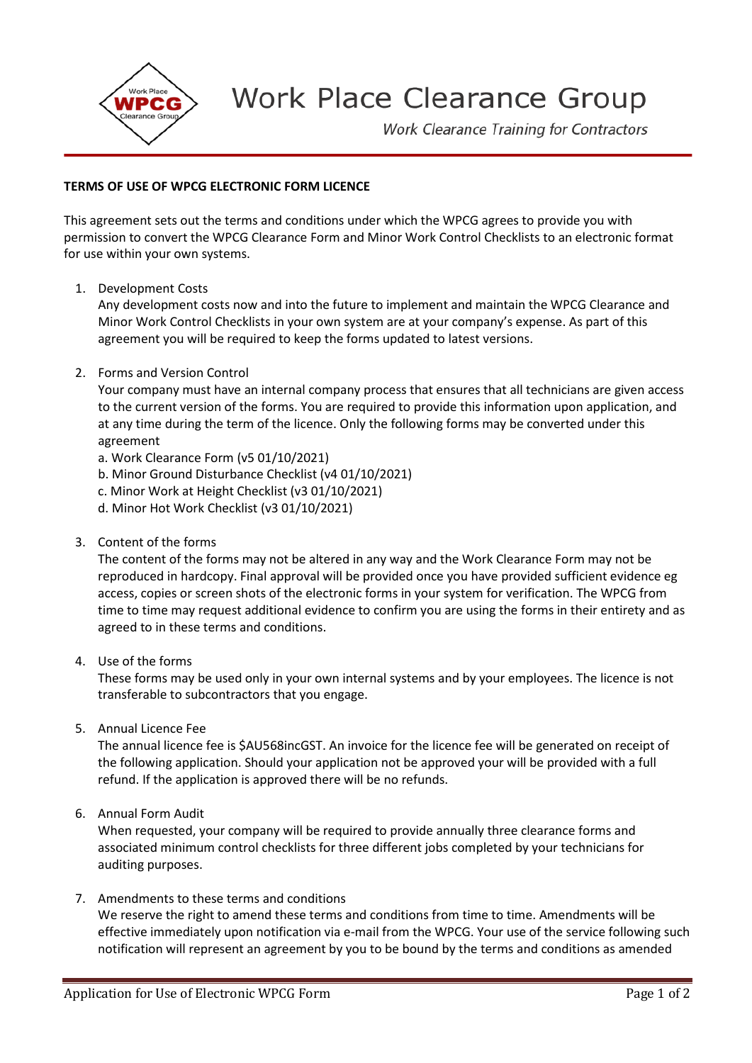# Work Place Clearance Group

*Work Clearance Training for Contractors*

**TERMS OF USE OF WPCG ELECTRONIC FORM LICENCE**

This agreement sets out the terms and conditions under which the WPCG agrees to provide you with permission to convert the WPCG Clearance Form and Minor Work Control Checklists to an electronic format for use within your own systems.

1. Development Costs
   Any development costs now and into the future to implement and maintain the WPCG Clearance and Minor Work Control Checklists in your own system are at your company's expense. As part of this agreement you will be required to keep the forms updated to latest versions.

2. Forms and Version Control
   Your company must have an internal company process that ensures that all technicians are given access to the current version of the forms. You are required to provide this information upon application, and at any time during the term of the licence. Only the following forms may be converted under this agreement
   a. Work Clearance Form (v5 01/10/2021)
   b. Minor Ground Disturbance Checklist (v4 01/10/2021)
   c. Minor Work at Height Checklist (v3 01/10/2021)
   d. Minor Hot Work Checklist (v3 01/10/2021)

3. Content of the forms
   The content of the forms may not be altered in any way and the Work Clearance Form may not be reproduced in hardcopy. Final approval will be provided once you have provided sufficient evidence eg access, copies or screen shots of the electronic forms in your system for verification. The WPCG from time to time may request additional evidence to confirm you are using the forms in their entirety and as agreed to in these terms and conditions.

4. Use of the forms
   These forms may be used only in your own internal systems and by your employees. The licence is not transferable to subcontractors that you engage.

5. Annual Licence Fee
   The annual licence fee is $AU568incGST. An invoice for the licence fee will be generated on receipt of the following application. Should your application not be approved your will be provided with a full refund. If the application is approved there will be no refunds.

6. Annual Form Audit
   When requested, your company will be required to provide annually three clearance forms and associated minimum control checklists for three different jobs completed by your technicians for auditing purposes.

7. Amendments to these terms and conditions
   We reserve the right to amend these terms and conditions from time to time. Amendments will be effective immediately upon notification via e-mail from the WPCG. Your use of the service following such notification will represent an agreement by you to be bound by the terms and conditions as amended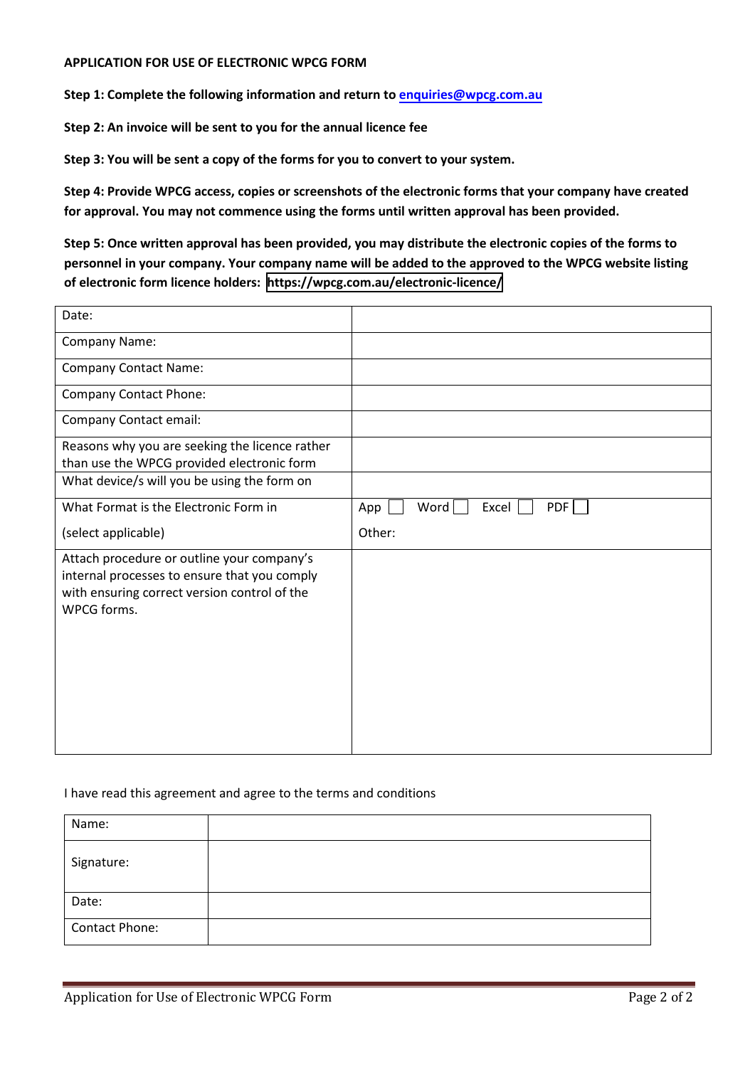**APPLICATION FOR USE OF ELECTRONIC WPCG FORM**

**Step 1: Complete the following information and return to [enquiries@wpcg.com.au](mailto:enquiries@wpcg.com.au)**

**Step 2: An invoice will be sent to you for the annual licence fee**

**Step 3: You will be sent a copy of the forms for you to convert to your system.**

**Step 4: Provide WPCG access, copies or screenshots of the electronic forms that your company have created for approval. You may not commence using the forms until written approval has been provided.**

**Step 5: Once written approval has been provided, you may distribute the electronic copies of the forms to personnel in your company. Your company name will be added to the approved to the WPCG website listing of electronic form licence holders: https://wpcg.com.au/electronic-licence/**

| | |
|---|---|
| Date: | |
| Company Name: | |
| Company Contact Name: | |
| Company Contact Phone: | |
| Company Contact email: | |
| Reasons why you are seeking the licence rather than use the WPCG provided electronic form | |
| What device/s will you be using the form on | |
| What Format is the Electronic Form in<br><br>(select applicable) | App ☐ Word ☐ Excel ☐ PDF ☐<br><br>Other: |
| Attach procedure or outline your company's internal processes to ensure that you comply with ensuring correct version control of the WPCG forms. | |

I have read this agreement and agree to the terms and conditions

| | |
|---|---|
| Name: | |
| Signature: | |
| Date: | |
| Contact Phone: | |